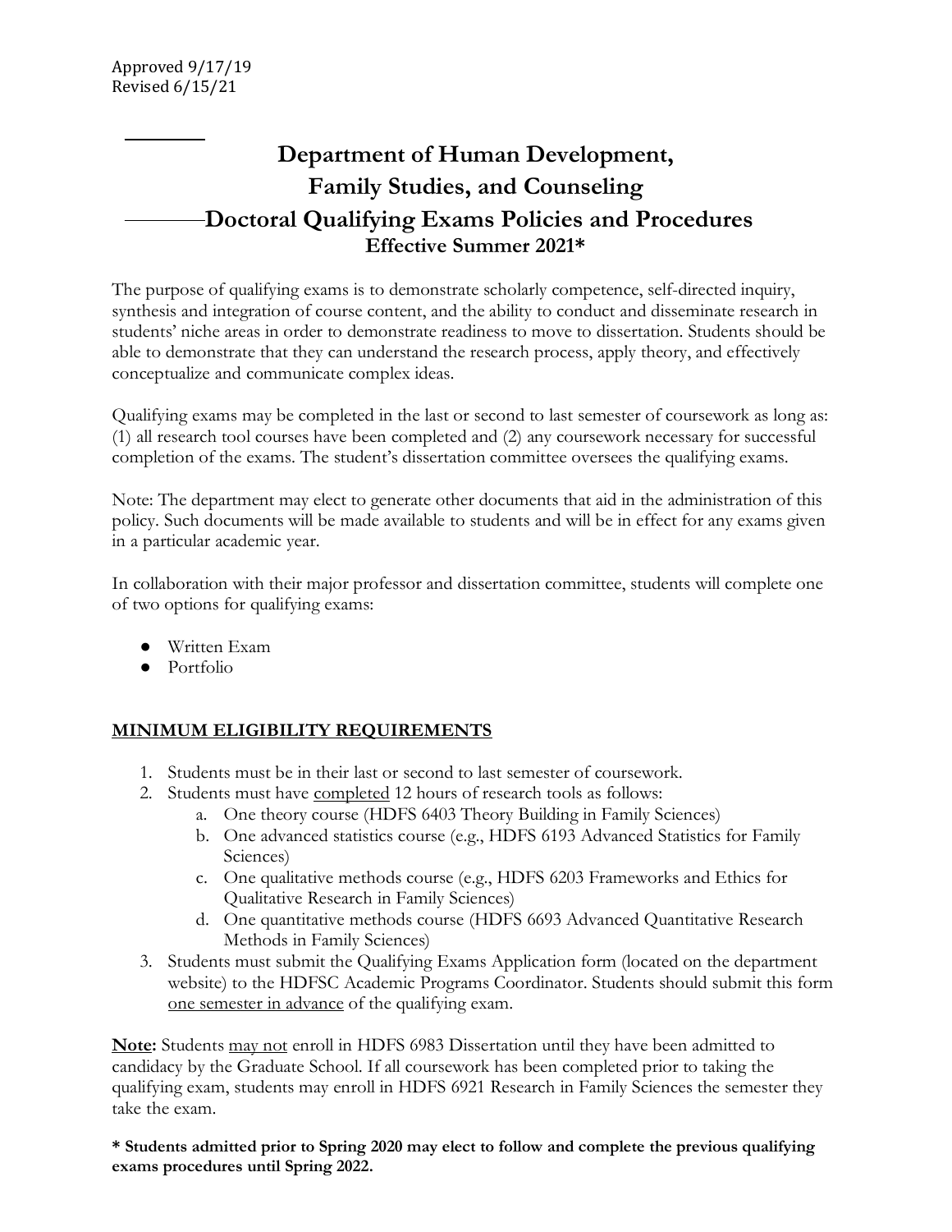Approved 9/17/19
Revised 6/15/21

# Department of Human Development, Family Studies, and Counseling Doctoral Qualifying Exams Policies and Procedures

## Effective Summer 2021*

The purpose of qualifying exams is to demonstrate scholarly competence, self-directed inquiry, synthesis and integration of course content, and the ability to conduct and disseminate research in students' niche areas in order to demonstrate readiness to move to dissertation. Students should be able to demonstrate that they can understand the research process, apply theory, and effectively conceptualize and communicate complex ideas.

Qualifying exams may be completed in the last or second to last semester of coursework as long as: (1) all research tool courses have been completed and (2) any coursework necessary for successful completion of the exams. The student's dissertation committee oversees the qualifying exams.

Note: The department may elect to generate other documents that aid in the administration of this policy. Such documents will be made available to students and will be in effect for any exams given in a particular academic year.

In collaboration with their major professor and dissertation committee, students will complete one of two options for qualifying exams:

- Written Exam
- Portfolio

## MINIMUM ELIGIBILITY REQUIREMENTS

1. Students must be in their last or second to last semester of coursework.
2. Students must have completed 12 hours of research tools as follows:
   a. One theory course (HDFS 6403 Theory Building in Family Sciences)
   b. One advanced statistics course (e.g., HDFS 6193 Advanced Statistics for Family Sciences)
   c. One qualitative methods course (e.g., HDFS 6203 Frameworks and Ethics for Qualitative Research in Family Sciences)
   d. One quantitative methods course (HDFS 6693 Advanced Quantitative Research Methods in Family Sciences)
3. Students must submit the Qualifying Exams Application form (located on the department website) to the HDFSC Academic Programs Coordinator. Students should submit this form one semester in advance of the qualifying exam.

**Note:** Students may not enroll in HDFS 6983 Dissertation until they have been admitted to candidacy by the Graduate School. If all coursework has been completed prior to taking the qualifying exam, students may enroll in HDFS 6921 Research in Family Sciences the semester they take the exam.

**\* Students admitted prior to Spring 2020 may elect to follow and complete the previous qualifying exams procedures until Spring 2022.**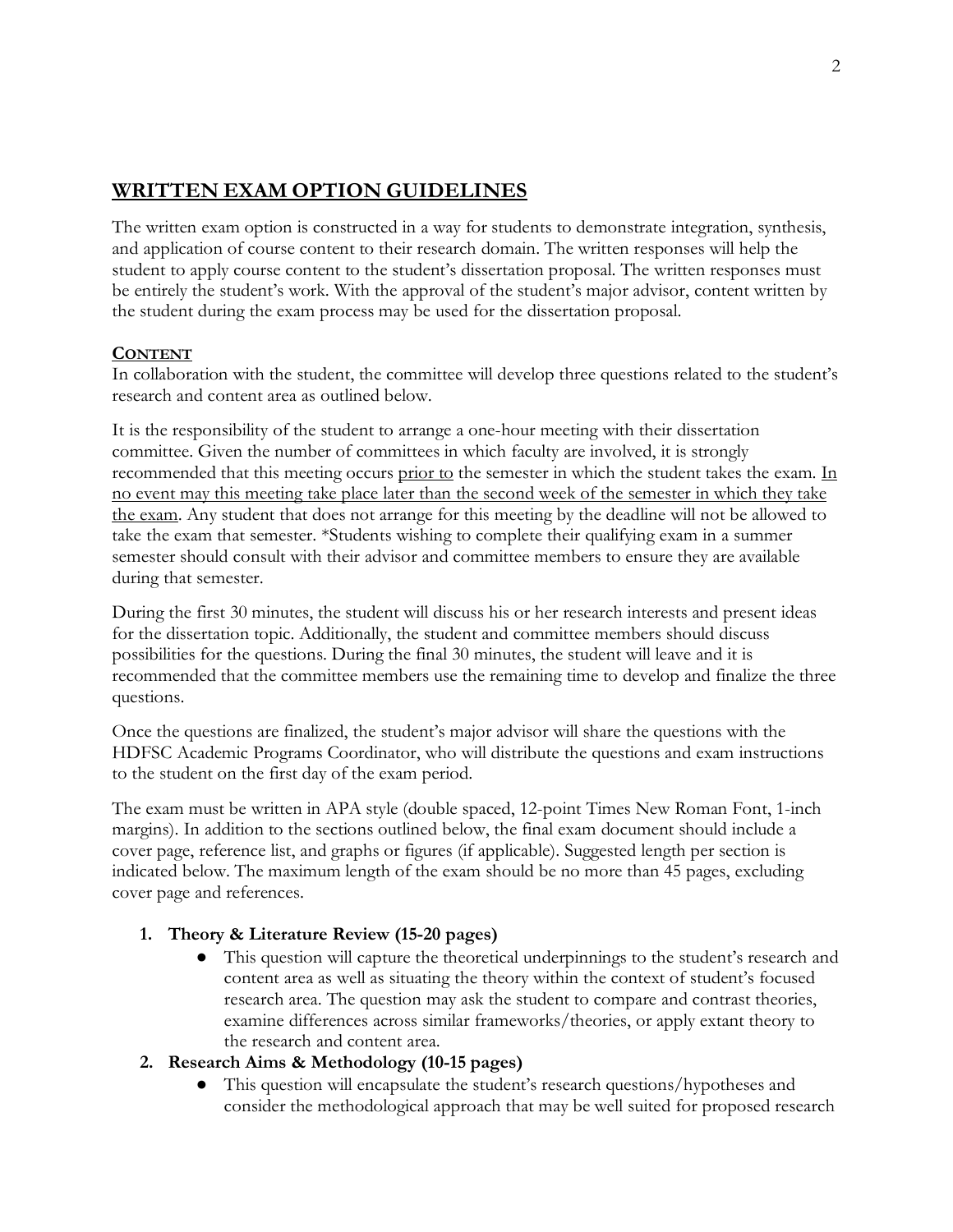## WRITTEN EXAM OPTION GUIDELINES

The written exam option is constructed in a way for students to demonstrate integration, synthesis, and application of course content to their research domain. The written responses will help the student to apply course content to the student's dissertation proposal. The written responses must be entirely the student's work. With the approval of the student's major advisor, content written by the student during the exam process may be used for the dissertation proposal.

### CONTENT

In collaboration with the student, the committee will develop three questions related to the student's research and content area as outlined below.

It is the responsibility of the student to arrange a one-hour meeting with their dissertation committee. Given the number of committees in which faculty are involved, it is strongly recommended that this meeting occurs prior to the semester in which the student takes the exam. In no event may this meeting take place later than the second week of the semester in which they take the exam. Any student that does not arrange for this meeting by the deadline will not be allowed to take the exam that semester. *Students wishing to complete their qualifying exam in a summer semester should consult with their advisor and committee members to ensure they are available during that semester.

During the first 30 minutes, the student will discuss his or her research interests and present ideas for the dissertation topic. Additionally, the student and committee members should discuss possibilities for the questions. During the final 30 minutes, the student will leave and it is recommended that the committee members use the remaining time to develop and finalize the three questions.

Once the questions are finalized, the student's major advisor will share the questions with the HDFSC Academic Programs Coordinator, who will distribute the questions and exam instructions to the student on the first day of the exam period.

The exam must be written in APA style (double spaced, 12-point Times New Roman Font, 1-inch margins). In addition to the sections outlined below, the final exam document should include a cover page, reference list, and graphs or figures (if applicable). Suggested length per section is indicated below. The maximum length of the exam should be no more than 45 pages, excluding cover page and references.

1. **Theory & Literature Review (15-20 pages)**
   - This question will capture the theoretical underpinnings to the student's research and content area as well as situating the theory within the context of student's focused research area. The question may ask the student to compare and contrast theories, examine differences across similar frameworks/theories, or apply extant theory to the research and content area.
2. **Research Aims & Methodology (10-15 pages)**
   - This question will encapsulate the student's research questions/hypotheses and consider the methodological approach that may be well suited for proposed research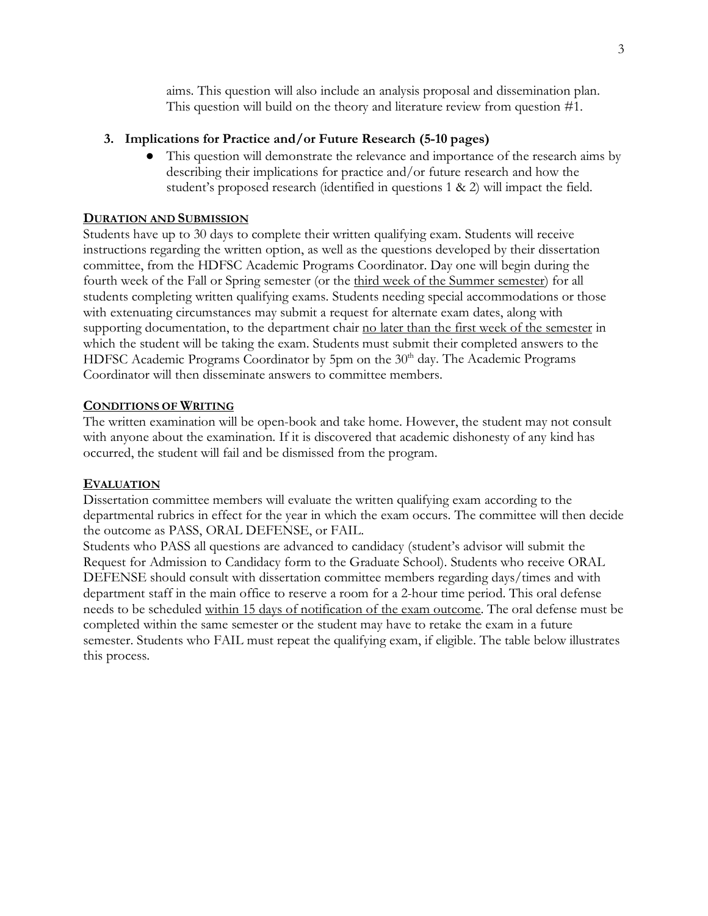aims. This question will also include an analysis proposal and dissemination plan. This question will build on the theory and literature review from question #1.

3. **Implications for Practice and/or Future Research (5-10 pages)**
   - This question will demonstrate the relevance and importance of the research aims by describing their implications for practice and/or future research and how the student's proposed research (identified in questions 1 & 2) will impact the field.

**DURATION AND SUBMISSION**

Students have up to 30 days to complete their written qualifying exam. Students will receive instructions regarding the written option, as well as the questions developed by their dissertation committee, from the HDFSC Academic Programs Coordinator. Day one will begin during the fourth week of the Fall or Spring semester (or the third week of the Summer semester) for all students completing written qualifying exams. Students needing special accommodations or those with extenuating circumstances may submit a request for alternate exam dates, along with supporting documentation, to the department chair no later than the first week of the semester in which the student will be taking the exam. Students must submit their completed answers to the HDFSC Academic Programs Coordinator by 5pm on the 30th day. The Academic Programs Coordinator will then disseminate answers to committee members.

**CONDITIONS OF WRITING**

The written examination will be open-book and take home. However, the student may not consult with anyone about the examination. If it is discovered that academic dishonesty of any kind has occurred, the student will fail and be dismissed from the program.

**EVALUATION**

Dissertation committee members will evaluate the written qualifying exam according to the departmental rubrics in effect for the year in which the exam occurs. The committee will then decide the outcome as PASS, ORAL DEFENSE, or FAIL.

Students who PASS all questions are advanced to candidacy (student's advisor will submit the Request for Admission to Candidacy form to the Graduate School). Students who receive ORAL DEFENSE should consult with dissertation committee members regarding days/times and with department staff in the main office to reserve a room for a 2-hour time period. This oral defense needs to be scheduled within 15 days of notification of the exam outcome. The oral defense must be completed within the same semester or the student may have to retake the exam in a future semester. Students who FAIL must repeat the qualifying exam, if eligible. The table below illustrates this process.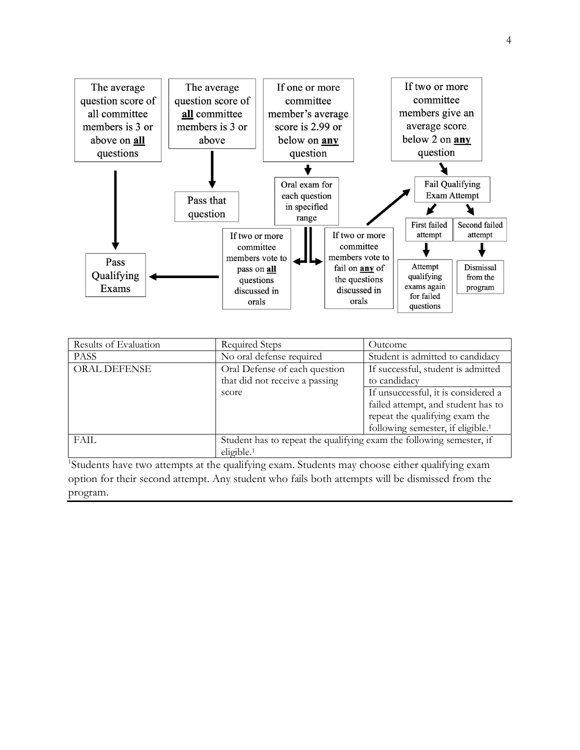The average question score of all committee members is 3 or above on **all** questions → Pass Qualifying Exams

The average question score of **all** committee members is 3 or above → Pass that question

If one or more committee member's average score is 2.99 or below on **any** question → Oral exam for each question in specified range

- If two or more committee members vote to pass on **all** questions discussed in orals → Pass Qualifying Exams
- If two or more committee members vote to fail on **any** of the questions discussed in orals → Fail Qualifying Exam Attempt

If two or more committee members give an average score below 2 on **any** question → Fail Qualifying Exam Attempt

Fail Qualifying Exam Attempt:

- First failed attempt → Attempt qualifying exams again for failed questions
- Second failed attempt → Dismissal from the program

| Results of Evaluation | Required Steps | Outcome |
|---|---|---|
| PASS | No oral defense required | Student is admitted to candidacy |
| ORAL DEFENSE | Oral Defense of each question that did not receive a passing score | If successful, student is admitted to candidacy |
| | | If unsuccessful, it is considered a failed attempt, and student has to repeat the qualifying exam the following semester, if eligible.[1] |
| FAIL | Student has to repeat the qualifying exam the following semester, if eligible.[1] | |

[1]Students have two attempts at the qualifying exam. Students may choose either qualifying exam option for their second attempt. Any student who fails both attempts will be dismissed from the program.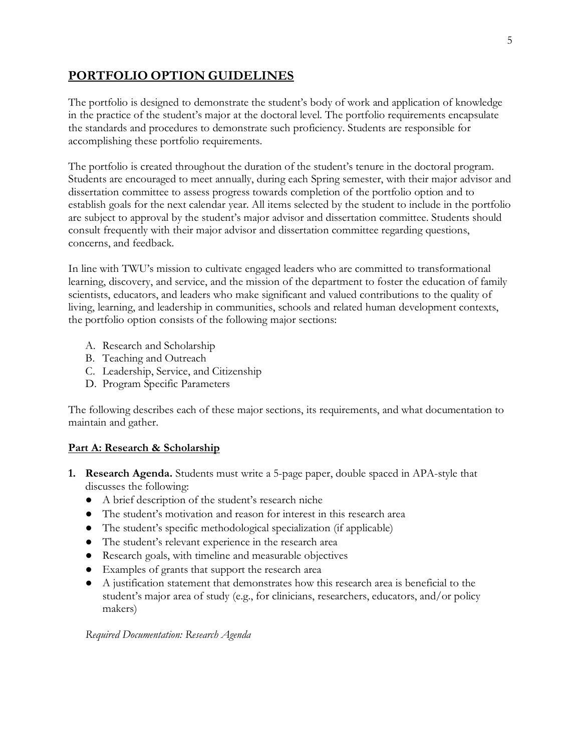## PORTFOLIO OPTION GUIDELINES

The portfolio is designed to demonstrate the student's body of work and application of knowledge in the practice of the student's major at the doctoral level. The portfolio requirements encapsulate the standards and procedures to demonstrate such proficiency. Students are responsible for accomplishing these portfolio requirements.

The portfolio is created throughout the duration of the student's tenure in the doctoral program. Students are encouraged to meet annually, during each Spring semester, with their major advisor and dissertation committee to assess progress towards completion of the portfolio option and to establish goals for the next calendar year. All items selected by the student to include in the portfolio are subject to approval by the student's major advisor and dissertation committee. Students should consult frequently with their major advisor and dissertation committee regarding questions, concerns, and feedback.

In line with TWU's mission to cultivate engaged leaders who are committed to transformational learning, discovery, and service, and the mission of the department to foster the education of family scientists, educators, and leaders who make significant and valued contributions to the quality of living, learning, and leadership in communities, schools and related human development contexts, the portfolio option consists of the following major sections:

A. Research and Scholarship
B. Teaching and Outreach
C. Leadership, Service, and Citizenship
D. Program Specific Parameters

The following describes each of these major sections, its requirements, and what documentation to maintain and gather.

### Part A: Research & Scholarship

1. **Research Agenda.** Students must write a 5-page paper, double spaced in APA-style that discusses the following:
   - A brief description of the student's research niche
   - The student's motivation and reason for interest in this research area
   - The student's specific methodological specialization (if applicable)
   - The student's relevant experience in the research area
   - Research goals, with timeline and measurable objectives
   - Examples of grants that support the research area
   - A justification statement that demonstrates how this research area is beneficial to the student's major area of study (e.g., for clinicians, researchers, educators, and/or policy makers)

   *Required Documentation: Research Agenda*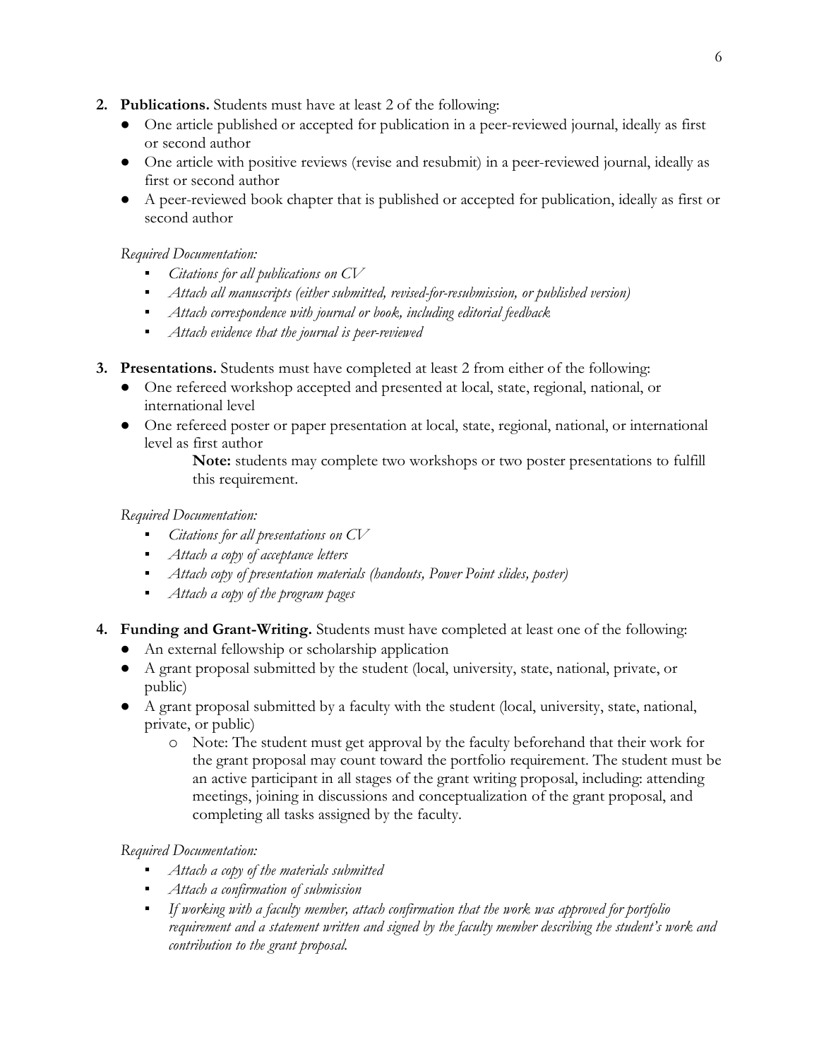2. **Publications.** Students must have at least 2 of the following:
    - One article published or accepted for publication in a peer-reviewed journal, ideally as first or second author
    - One article with positive reviews (revise and resubmit) in a peer-reviewed journal, ideally as first or second author
    - A peer-reviewed book chapter that is published or accepted for publication, ideally as first or second author

    *Required Documentation:*
    - *Citations for all publications on CV*
    - *Attach all manuscripts (either submitted, revised-for-resubmission, or published version)*
    - *Attach correspondence with journal or book, including editorial feedback*
    - *Attach evidence that the journal is peer-reviewed*

3. **Presentations.** Students must have completed at least 2 from either of the following:
    - One refereed workshop accepted and presented at local, state, regional, national, or international level
    - One refereed poster or paper presentation at local, state, regional, national, or international level as first author

      **Note:** students may complete two workshops or two poster presentations to fulfill this requirement.

    *Required Documentation:*
    - *Citations for all presentations on CV*
    - *Attach a copy of acceptance letters*
    - *Attach copy of presentation materials (handouts, Power Point slides, poster)*
    - *Attach a copy of the program pages*

4. **Funding and Grant-Writing.** Students must have completed at least one of the following:
    - An external fellowship or scholarship application
    - A grant proposal submitted by the student (local, university, state, national, private, or public)
    - A grant proposal submitted by a faculty with the student (local, university, state, national, private, or public)
        - Note: The student must get approval by the faculty beforehand that their work for the grant proposal may count toward the portfolio requirement. The student must be an active participant in all stages of the grant writing proposal, including: attending meetings, joining in discussions and conceptualization of the grant proposal, and completing all tasks assigned by the faculty.

    *Required Documentation:*
    - *Attach a copy of the materials submitted*
    - *Attach a confirmation of submission*
    - *If working with a faculty member, attach confirmation that the work was approved for portfolio requirement and a statement written and signed by the faculty member describing the student's work and contribution to the grant proposal.*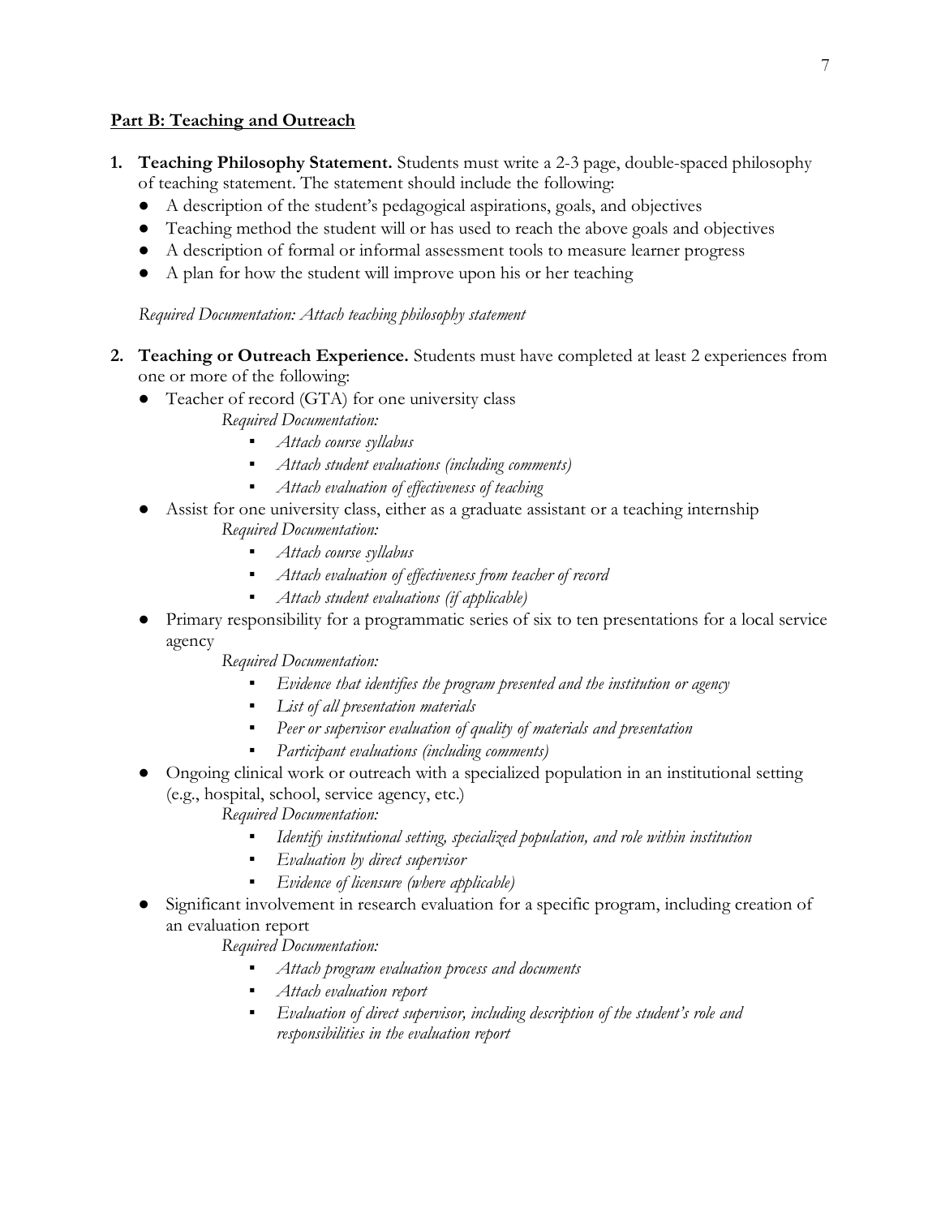**Part B: Teaching and Outreach**

1. **Teaching Philosophy Statement.** Students must write a 2-3 page, double-spaced philosophy of teaching statement. The statement should include the following:
   - A description of the student's pedagogical aspirations, goals, and objectives
   - Teaching method the student will or has used to reach the above goals and objectives
   - A description of formal or informal assessment tools to measure learner progress
   - A plan for how the student will improve upon his or her teaching

   *Required Documentation: Attach teaching philosophy statement*

2. **Teaching or Outreach Experience.** Students must have completed at least 2 experiences from one or more of the following:
   - Teacher of record (GTA) for one university class

     *Required Documentation:*
     - *Attach course syllabus*
     - *Attach student evaluations (including comments)*
     - *Attach evaluation of effectiveness of teaching*
   - Assist for one university class, either as a graduate assistant or a teaching internship

     *Required Documentation:*
     - *Attach course syllabus*
     - *Attach evaluation of effectiveness from teacher of record*
     - *Attach student evaluations (if applicable)*
   - Primary responsibility for a programmatic series of six to ten presentations for a local service agency

     *Required Documentation:*
     - *Evidence that identifies the program presented and the institution or agency*
     - *List of all presentation materials*
     - *Peer or supervisor evaluation of quality of materials and presentation*
     - *Participant evaluations (including comments)*
   - Ongoing clinical work or outreach with a specialized population in an institutional setting (e.g., hospital, school, service agency, etc.)

     *Required Documentation:*
     - *Identify institutional setting, specialized population, and role within institution*
     - *Evaluation by direct supervisor*
     - *Evidence of licensure (where applicable)*
   - Significant involvement in research evaluation for a specific program, including creation of an evaluation report

     *Required Documentation:*
     - *Attach program evaluation process and documents*
     - *Attach evaluation report*
     - *Evaluation of direct supervisor, including description of the student's role and responsibilities in the evaluation report*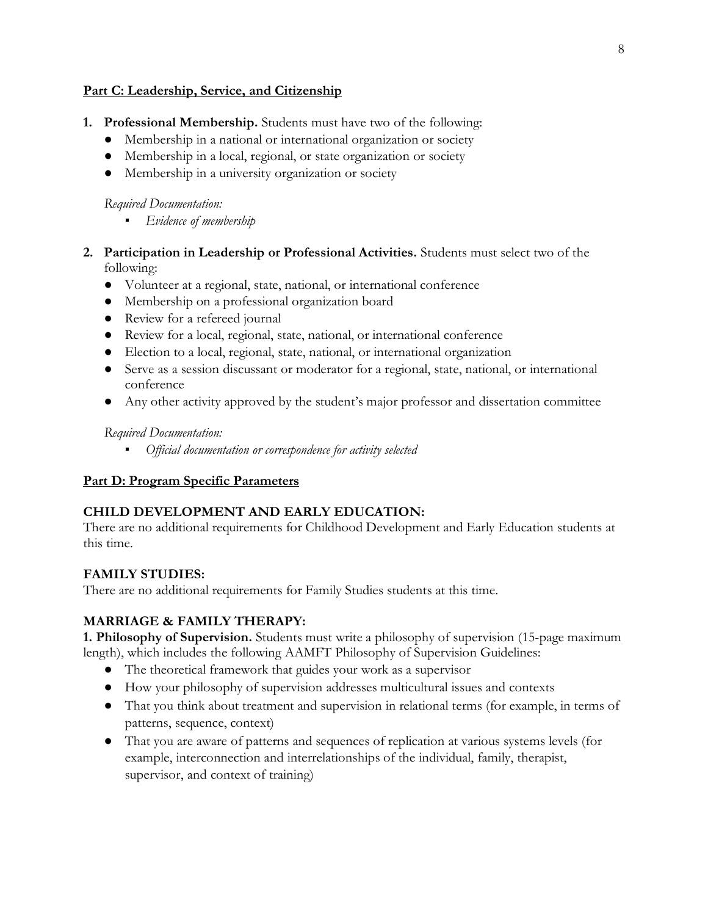## Part C: Leadership, Service, and Citizenship

1. **Professional Membership.** Students must have two of the following:
   - Membership in a national or international organization or society
   - Membership in a local, regional, or state organization or society
   - Membership in a university organization or society

   *Required Documentation:*
   - *Evidence of membership*

2. **Participation in Leadership or Professional Activities.** Students must select two of the following:
   - Volunteer at a regional, state, national, or international conference
   - Membership on a professional organization board
   - Review for a refereed journal
   - Review for a local, regional, state, national, or international conference
   - Election to a local, regional, state, national, or international organization
   - Serve as a session discussant or moderator for a regional, state, national, or international conference
   - Any other activity approved by the student's major professor and dissertation committee

   *Required Documentation:*
   - *Official documentation or correspondence for activity selected*

## Part D: Program Specific Parameters

### CHILD DEVELOPMENT AND EARLY EDUCATION:

There are no additional requirements for Childhood Development and Early Education students at this time.

### FAMILY STUDIES:

There are no additional requirements for Family Studies students at this time.

### MARRIAGE & FAMILY THERAPY:

**1. Philosophy of Supervision.** Students must write a philosophy of supervision (15-page maximum length), which includes the following AAMFT Philosophy of Supervision Guidelines:

- The theoretical framework that guides your work as a supervisor
- How your philosophy of supervision addresses multicultural issues and contexts
- That you think about treatment and supervision in relational terms (for example, in terms of patterns, sequence, context)
- That you are aware of patterns and sequences of replication at various systems levels (for example, interconnection and interrelationships of the individual, family, therapist, supervisor, and context of training)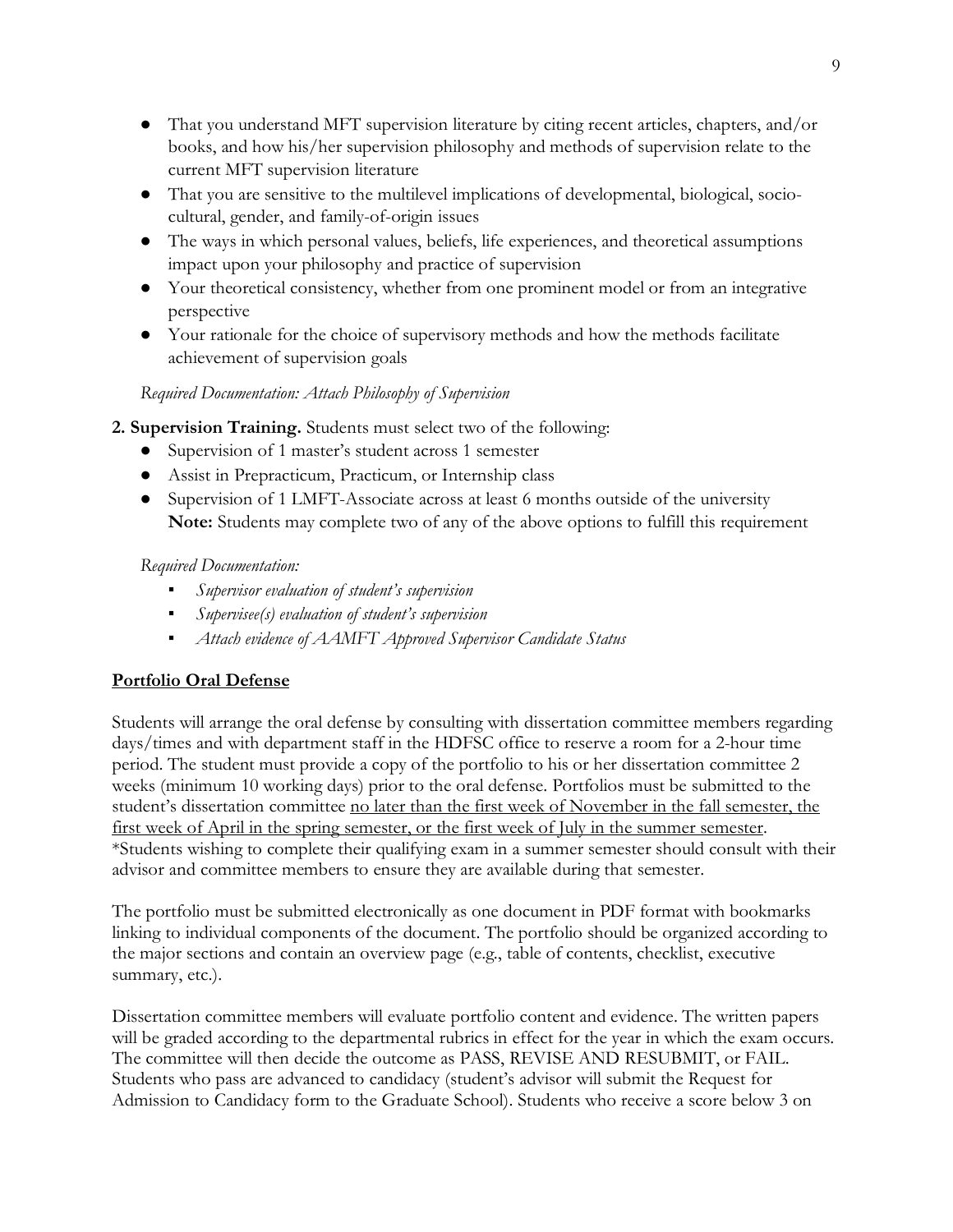- That you understand MFT supervision literature by citing recent articles, chapters, and/or books, and how his/her supervision philosophy and methods of supervision relate to the current MFT supervision literature
- That you are sensitive to the multilevel implications of developmental, biological, socio-cultural, gender, and family-of-origin issues
- The ways in which personal values, beliefs, life experiences, and theoretical assumptions impact upon your philosophy and practice of supervision
- Your theoretical consistency, whether from one prominent model or from an integrative perspective
- Your rationale for the choice of supervisory methods and how the methods facilitate achievement of supervision goals

*Required Documentation: Attach Philosophy of Supervision*

**2. Supervision Training.** Students must select two of the following:

- Supervision of 1 master's student across 1 semester
- Assist in Prepracticum, Practicum, or Internship class
- Supervision of 1 LMFT-Associate across at least 6 months outside of the university
  **Note:** Students may complete two of any of the above options to fulfill this requirement

*Required Documentation:*

- *Supervisor evaluation of student's supervision*
- *Supervisee(s) evaluation of student's supervision*
- *Attach evidence of AAMFT Approved Supervisor Candidate Status*

## Portfolio Oral Defense

Students will arrange the oral defense by consulting with dissertation committee members regarding days/times and with department staff in the HDFSC office to reserve a room for a 2-hour time period. The student must provide a copy of the portfolio to his or her dissertation committee 2 weeks (minimum 10 working days) prior to the oral defense. Portfolios must be submitted to the student's dissertation committee <u>no later than the first week of November in the fall semester, the first week of April in the spring semester, or the first week of July in the summer semester</u>. *Students wishing to complete their qualifying exam in a summer semester should consult with their advisor and committee members to ensure they are available during that semester.

The portfolio must be submitted electronically as one document in PDF format with bookmarks linking to individual components of the document. The portfolio should be organized according to the major sections and contain an overview page (e.g., table of contents, checklist, executive summary, etc.).

Dissertation committee members will evaluate portfolio content and evidence. The written papers will be graded according to the departmental rubrics in effect for the year in which the exam occurs. The committee will then decide the outcome as PASS, REVISE AND RESUBMIT, or FAIL. Students who pass are advanced to candidacy (student's advisor will submit the Request for Admission to Candidacy form to the Graduate School). Students who receive a score below 3 on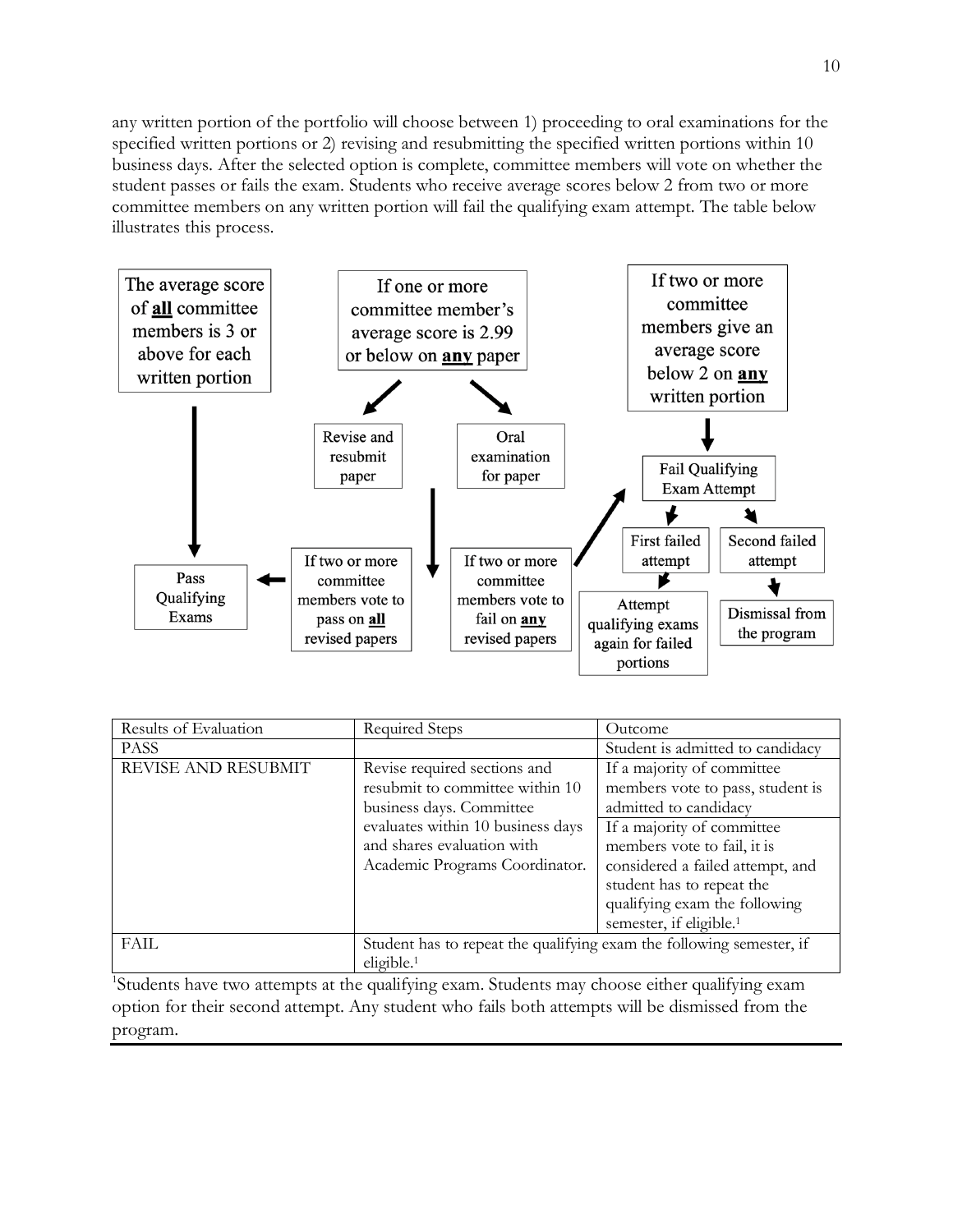any written portion of the portfolio will choose between 1) proceeding to oral examinations for the specified written portions or 2) revising and resubmitting the specified written portions within 10 business days. After the selected option is complete, committee members will vote on whether the student passes or fails the exam. Students who receive average scores below 2 from two or more committee members on any written portion will fail the qualifying exam attempt. The table below illustrates this process.

The average score of **all** committee members is 3 or above for each written portion

If one or more committee member's average score is 2.99 or below on **any** paper

If two or more committee members give an average score below 2 on **any** written portion

Revise and resubmit paper

Oral examination for paper

Fail Qualifying Exam Attempt

First failed attempt

Second failed attempt

Pass Qualifying Exams

If two or more committee members vote to pass on **all** revised papers

If two or more committee members vote to fail on **any** revised papers

Attempt qualifying exams again for failed portions

Dismissal from the program

| Results of Evaluation | Required Steps | Outcome |
|---|---|---|
| PASS | | Student is admitted to candidacy |
| REVISE AND RESUBMIT | Revise required sections and resubmit to committee within 10 business days. Committee evaluates within 10 business days and shares evaluation with Academic Programs Coordinator. | If a majority of committee members vote to pass, student is admitted to candidacy |
| | | If a majority of committee members vote to fail, it is considered a failed attempt, and student has to repeat the qualifying exam the following semester, if eligible.[1] |
| FAIL | Student has to repeat the qualifying exam the following semester, if eligible.[1] | |

[1]Students have two attempts at the qualifying exam. Students may choose either qualifying exam option for their second attempt. Any student who fails both attempts will be dismissed from the program.